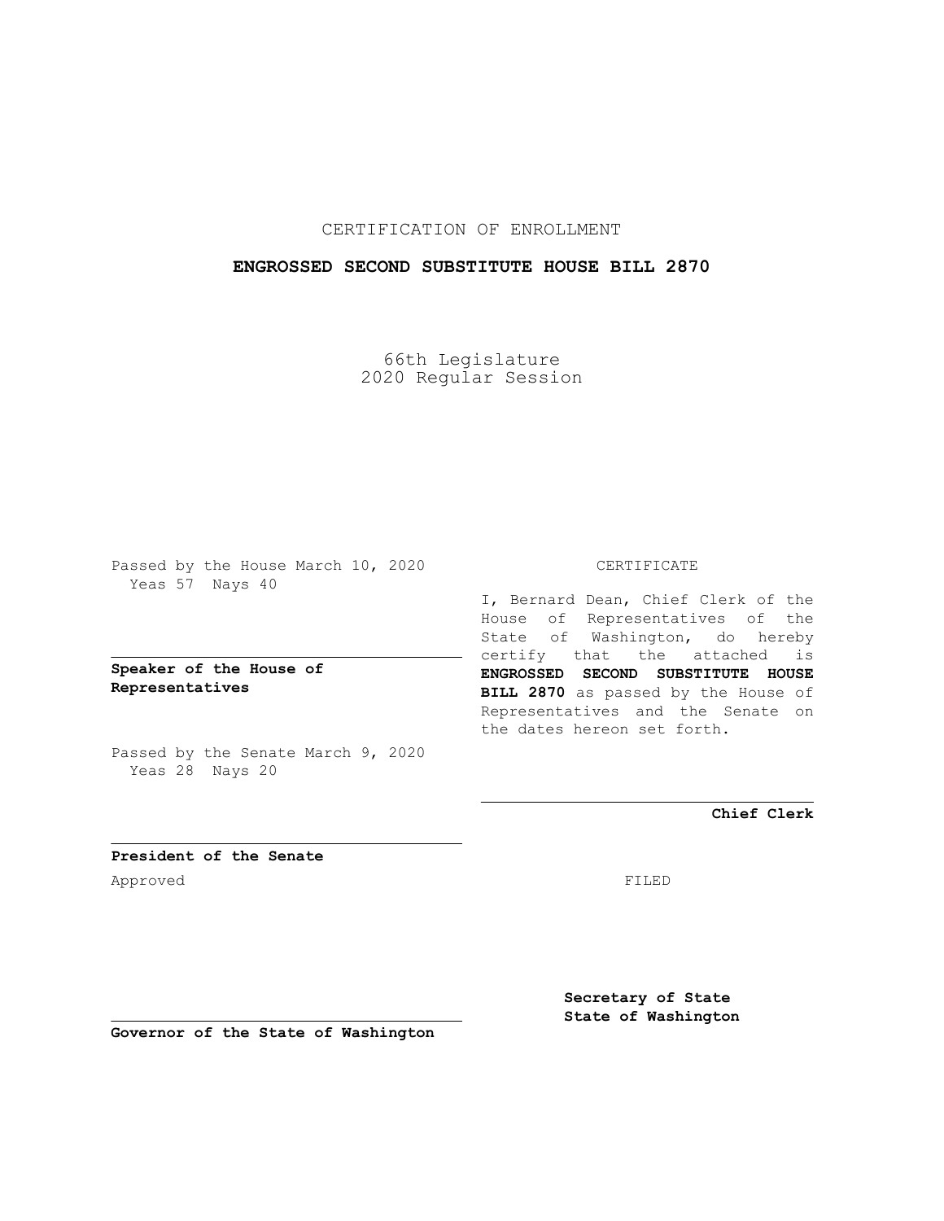CERTIFICATION OF ENROLLMENT

**ENGROSSED SECOND SUBSTITUTE HOUSE BILL 2870**

66th Legislature
2020 Regular Session

Passed by the House March 10, 2020
Yeas 57 Nays 40

**Speaker of the House of Representatives**

Passed by the Senate March 9, 2020
Yeas 28 Nays 20

**President of the Senate**

Approved

**Governor of the State of Washington**

CERTIFICATE

I, Bernard Dean, Chief Clerk of the House of Representatives of the State of Washington, do hereby certify that the attached is **ENGROSSED SECOND SUBSTITUTE HOUSE BILL 2870** as passed by the House of Representatives and the Senate on the dates hereon set forth.

**Chief Clerk**

FILED

**Secretary of State**
**State of Washington**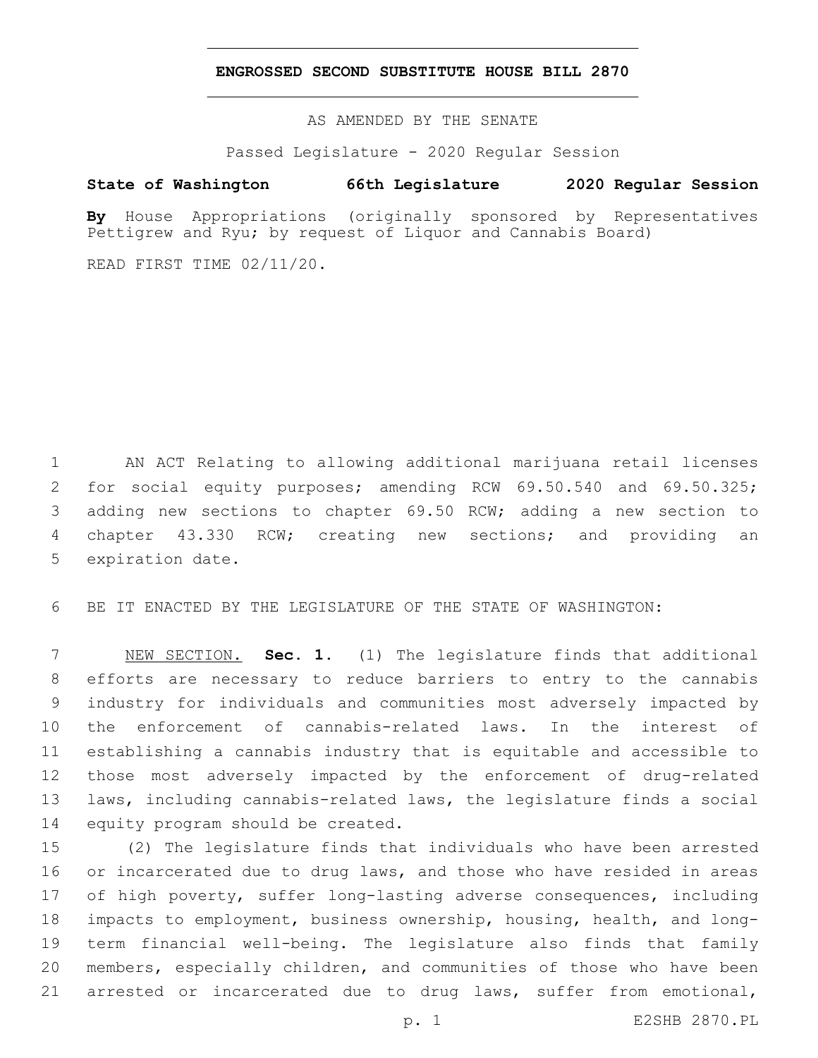**ENGROSSED SECOND SUBSTITUTE HOUSE BILL 2870**

AS AMENDED BY THE SENATE

Passed Legislature - 2020 Regular Session

**State of Washington 66th Legislature 2020 Regular Session**

**By** House Appropriations (originally sponsored by Representatives Pettigrew and Ryu; by request of Liquor and Cannabis Board)

READ FIRST TIME 02/11/20.

AN ACT Relating to allowing additional marijuana retail licenses for social equity purposes; amending RCW 69.50.540 and 69.50.325; adding new sections to chapter 69.50 RCW; adding a new section to chapter 43.330 RCW; creating new sections; and providing an expiration date.

BE IT ENACTED BY THE LEGISLATURE OF THE STATE OF WASHINGTON:

NEW SECTION. **Sec. 1.** (1) The legislature finds that additional efforts are necessary to reduce barriers to entry to the cannabis industry for individuals and communities most adversely impacted by the enforcement of cannabis-related laws. In the interest of establishing a cannabis industry that is equitable and accessible to those most adversely impacted by the enforcement of drug-related laws, including cannabis-related laws, the legislature finds a social equity program should be created.

(2) The legislature finds that individuals who have been arrested or incarcerated due to drug laws, and those who have resided in areas of high poverty, suffer long-lasting adverse consequences, including impacts to employment, business ownership, housing, health, and long-term financial well-being. The legislature also finds that family members, especially children, and communities of those who have been arrested or incarcerated due to drug laws, suffer from emotional,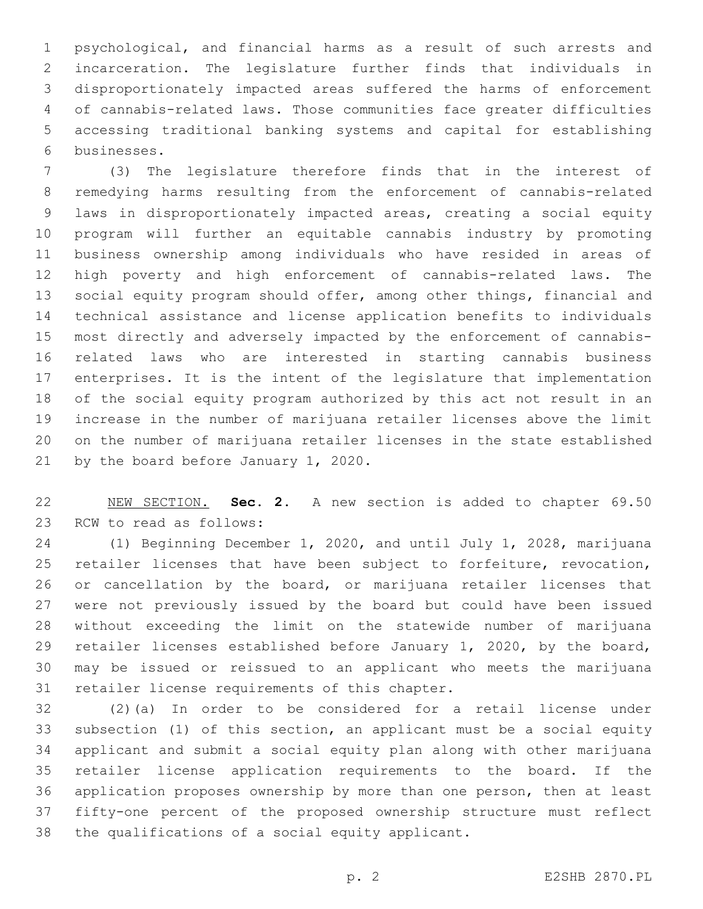psychological, and financial harms as a result of such arrests and incarceration. The legislature further finds that individuals in disproportionately impacted areas suffered the harms of enforcement of cannabis-related laws. Those communities face greater difficulties accessing traditional banking systems and capital for establishing businesses.

(3) The legislature therefore finds that in the interest of remedying harms resulting from the enforcement of cannabis-related laws in disproportionately impacted areas, creating a social equity program will further an equitable cannabis industry by promoting business ownership among individuals who have resided in areas of high poverty and high enforcement of cannabis-related laws. The social equity program should offer, among other things, financial and technical assistance and license application benefits to individuals most directly and adversely impacted by the enforcement of cannabis-related laws who are interested in starting cannabis business enterprises. It is the intent of the legislature that implementation of the social equity program authorized by this act not result in an increase in the number of marijuana retailer licenses above the limit on the number of marijuana retailer licenses in the state established by the board before January 1, 2020.

NEW SECTION. **Sec. 2.** A new section is added to chapter 69.50 RCW to read as follows:

(1) Beginning December 1, 2020, and until July 1, 2028, marijuana retailer licenses that have been subject to forfeiture, revocation, or cancellation by the board, or marijuana retailer licenses that were not previously issued by the board but could have been issued without exceeding the limit on the statewide number of marijuana retailer licenses established before January 1, 2020, by the board, may be issued or reissued to an applicant who meets the marijuana retailer license requirements of this chapter.

(2)(a) In order to be considered for a retail license under subsection (1) of this section, an applicant must be a social equity applicant and submit a social equity plan along with other marijuana retailer license application requirements to the board. If the application proposes ownership by more than one person, then at least fifty-one percent of the proposed ownership structure must reflect the qualifications of a social equity applicant.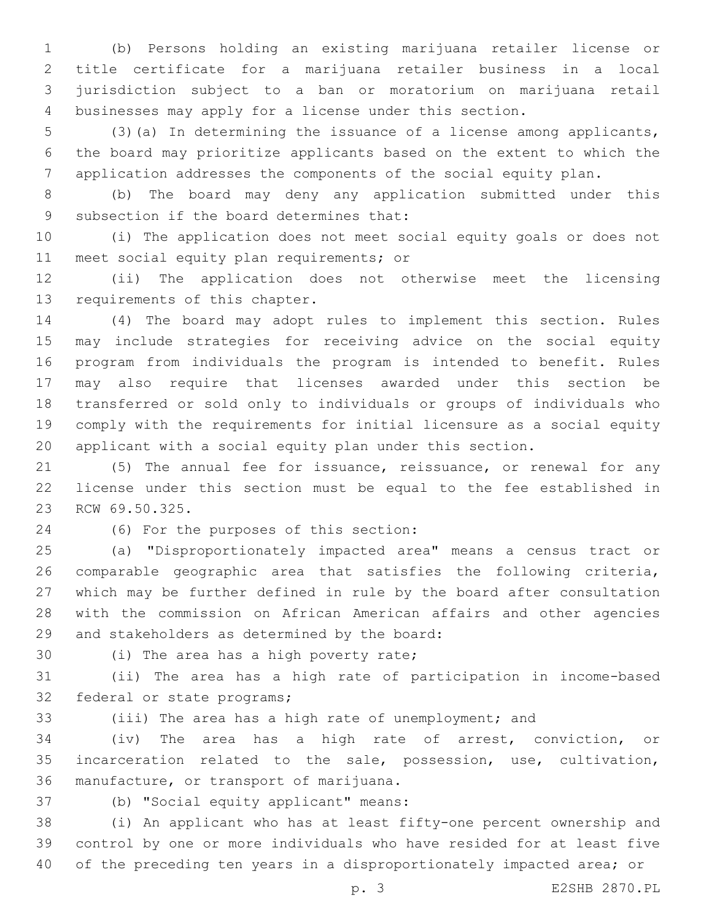(b) Persons holding an existing marijuana retailer license or title certificate for a marijuana retailer business in a local jurisdiction subject to a ban or moratorium on marijuana retail businesses may apply for a license under this section.

(3)(a) In determining the issuance of a license among applicants, the board may prioritize applicants based on the extent to which the application addresses the components of the social equity plan.

(b) The board may deny any application submitted under this subsection if the board determines that:

(i) The application does not meet social equity goals or does not meet social equity plan requirements; or

(ii) The application does not otherwise meet the licensing requirements of this chapter.

(4) The board may adopt rules to implement this section. Rules may include strategies for receiving advice on the social equity program from individuals the program is intended to benefit. Rules may also require that licenses awarded under this section be transferred or sold only to individuals or groups of individuals who comply with the requirements for initial licensure as a social equity applicant with a social equity plan under this section.

(5) The annual fee for issuance, reissuance, or renewal for any license under this section must be equal to the fee established in RCW 69.50.325.

(6) For the purposes of this section:

(a) "Disproportionately impacted area" means a census tract or comparable geographic area that satisfies the following criteria, which may be further defined in rule by the board after consultation with the commission on African American affairs and other agencies and stakeholders as determined by the board:

(i) The area has a high poverty rate;

(ii) The area has a high rate of participation in income-based federal or state programs;

(iii) The area has a high rate of unemployment; and

(iv) The area has a high rate of arrest, conviction, or incarceration related to the sale, possession, use, cultivation, manufacture, or transport of marijuana.

(b) "Social equity applicant" means:

(i) An applicant who has at least fifty-one percent ownership and control by one or more individuals who have resided for at least five of the preceding ten years in a disproportionately impacted area; or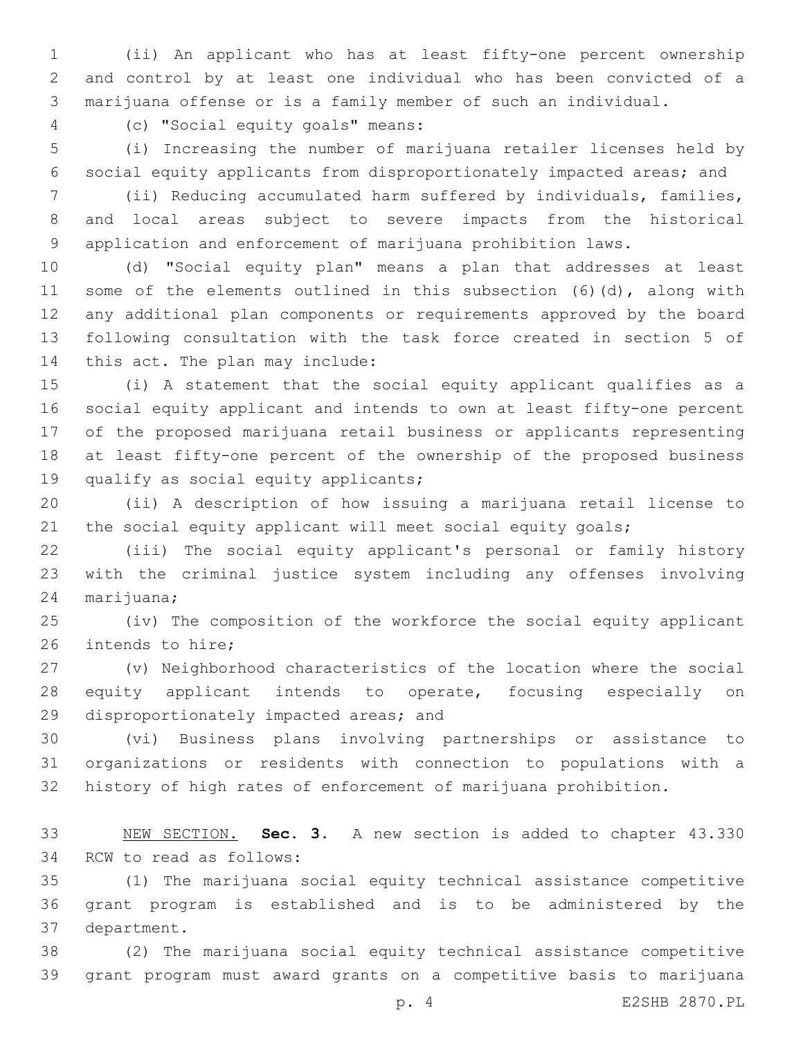(ii) An applicant who has at least fifty-one percent ownership and control by at least one individual who has been convicted of a marijuana offense or is a family member of such an individual.

(c) "Social equity goals" means:

(i) Increasing the number of marijuana retailer licenses held by social equity applicants from disproportionately impacted areas; and

(ii) Reducing accumulated harm suffered by individuals, families, and local areas subject to severe impacts from the historical application and enforcement of marijuana prohibition laws.

(d) "Social equity plan" means a plan that addresses at least some of the elements outlined in this subsection (6)(d), along with any additional plan components or requirements approved by the board following consultation with the task force created in section 5 of this act. The plan may include:

(i) A statement that the social equity applicant qualifies as a social equity applicant and intends to own at least fifty-one percent of the proposed marijuana retail business or applicants representing at least fifty-one percent of the ownership of the proposed business qualify as social equity applicants;

(ii) A description of how issuing a marijuana retail license to the social equity applicant will meet social equity goals;

(iii) The social equity applicant's personal or family history with the criminal justice system including any offenses involving marijuana;

(iv) The composition of the workforce the social equity applicant intends to hire;

(v) Neighborhood characteristics of the location where the social equity applicant intends to operate, focusing especially on disproportionately impacted areas; and

(vi) Business plans involving partnerships or assistance to organizations or residents with connection to populations with a history of high rates of enforcement of marijuana prohibition.

NEW SECTION. **Sec. 3.** A new section is added to chapter 43.330 RCW to read as follows:

(1) The marijuana social equity technical assistance competitive grant program is established and is to be administered by the department.

(2) The marijuana social equity technical assistance competitive grant program must award grants on a competitive basis to marijuana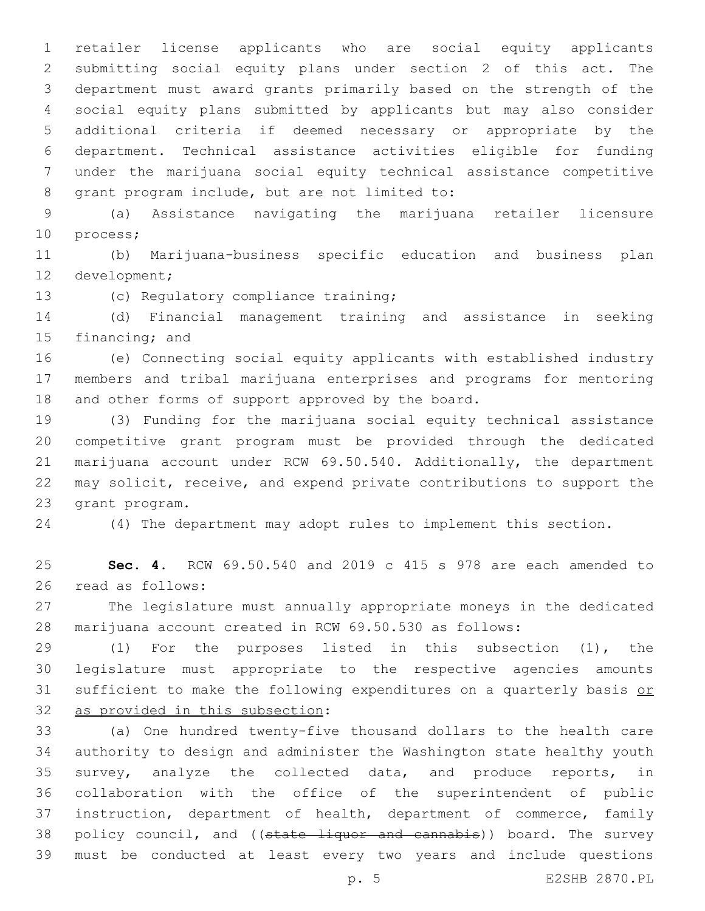retailer license applicants who are social equity applicants submitting social equity plans under section 2 of this act. The department must award grants primarily based on the strength of the social equity plans submitted by applicants but may also consider additional criteria if deemed necessary or appropriate by the department. Technical assistance activities eligible for funding under the marijuana social equity technical assistance competitive grant program include, but are not limited to:

(a) Assistance navigating the marijuana retailer licensure process;

(b) Marijuana-business specific education and business plan development;

(c) Regulatory compliance training;

(d) Financial management training and assistance in seeking financing; and

(e) Connecting social equity applicants with established industry members and tribal marijuana enterprises and programs for mentoring and other forms of support approved by the board.

(3) Funding for the marijuana social equity technical assistance competitive grant program must be provided through the dedicated marijuana account under RCW 69.50.540. Additionally, the department may solicit, receive, and expend private contributions to support the grant program.

(4) The department may adopt rules to implement this section.

**Sec. 4.** RCW 69.50.540 and 2019 c 415 s 978 are each amended to read as follows:

The legislature must annually appropriate moneys in the dedicated marijuana account created in RCW 69.50.530 as follows:

(1) For the purposes listed in this subsection (1), the legislature must appropriate to the respective agencies amounts sufficient to make the following expenditures on a quarterly basis <u>or as provided in this subsection</u>:

(a) One hundred twenty-five thousand dollars to the health care authority to design and administer the Washington state healthy youth survey, analyze the collected data, and produce reports, in collaboration with the office of the superintendent of public instruction, department of health, department of commerce, family policy council, and ((~~state liquor and cannabis~~)) board. The survey must be conducted at least every two years and include questions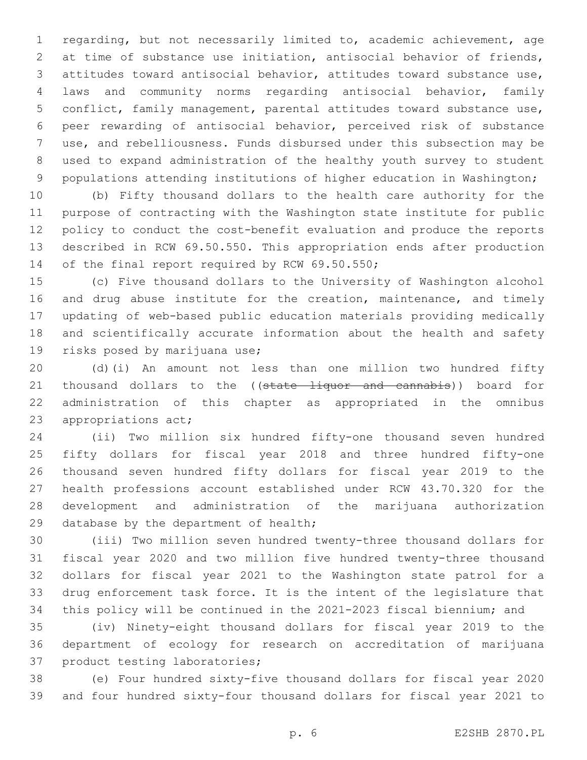regarding, but not necessarily limited to, academic achievement, age at time of substance use initiation, antisocial behavior of friends, attitudes toward antisocial behavior, attitudes toward substance use, laws and community norms regarding antisocial behavior, family conflict, family management, parental attitudes toward substance use, peer rewarding of antisocial behavior, perceived risk of substance use, and rebelliousness. Funds disbursed under this subsection may be used to expand administration of the healthy youth survey to student populations attending institutions of higher education in Washington;

(b) Fifty thousand dollars to the health care authority for the purpose of contracting with the Washington state institute for public policy to conduct the cost-benefit evaluation and produce the reports described in RCW 69.50.550. This appropriation ends after production of the final report required by RCW 69.50.550;

(c) Five thousand dollars to the University of Washington alcohol and drug abuse institute for the creation, maintenance, and timely updating of web-based public education materials providing medically and scientifically accurate information about the health and safety risks posed by marijuana use;

(d)(i) An amount not less than one million two hundred fifty thousand dollars to the ((~~state liquor and cannabis~~)) board for administration of this chapter as appropriated in the omnibus appropriations act;

(ii) Two million six hundred fifty-one thousand seven hundred fifty dollars for fiscal year 2018 and three hundred fifty-one thousand seven hundred fifty dollars for fiscal year 2019 to the health professions account established under RCW 43.70.320 for the development and administration of the marijuana authorization database by the department of health;

(iii) Two million seven hundred twenty-three thousand dollars for fiscal year 2020 and two million five hundred twenty-three thousand dollars for fiscal year 2021 to the Washington state patrol for a drug enforcement task force. It is the intent of the legislature that this policy will be continued in the 2021-2023 fiscal biennium; and

(iv) Ninety-eight thousand dollars for fiscal year 2019 to the department of ecology for research on accreditation of marijuana product testing laboratories;

(e) Four hundred sixty-five thousand dollars for fiscal year 2020 and four hundred sixty-four thousand dollars for fiscal year 2021 to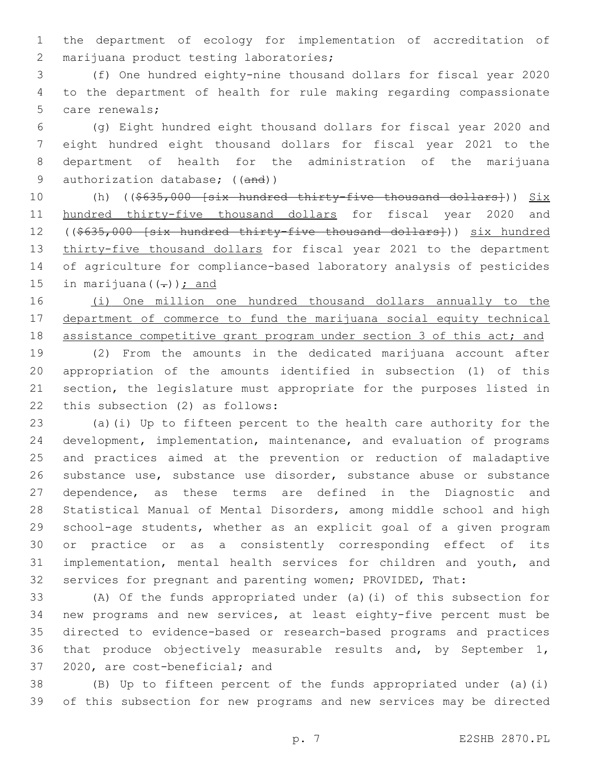the department of ecology for implementation of accreditation of marijuana product testing laboratories;

(f) One hundred eighty-nine thousand dollars for fiscal year 2020 to the department of health for rule making regarding compassionate care renewals;

(g) Eight hundred eight thousand dollars for fiscal year 2020 and eight hundred eight thousand dollars for fiscal year 2021 to the department of health for the administration of the marijuana authorization database; ((~~and~~))

(h) ((~~$635,000 [six hundred thirty-five thousand dollars]~~)) <u>Six hundred thirty-five thousand dollars</u> for fiscal year 2020 and ((~~$635,000 [six hundred thirty-five thousand dollars]~~)) <u>six hundred thirty-five thousand dollars</u> for fiscal year 2021 to the department of agriculture for compliance-based laboratory analysis of pesticides in marijuana((~~.~~))<u>; and</u>

<u>(i) One million one hundred thousand dollars annually to the department of commerce to fund the marijuana social equity technical assistance competitive grant program under section 3 of this act; and</u>

(2) From the amounts in the dedicated marijuana account after appropriation of the amounts identified in subsection (1) of this section, the legislature must appropriate for the purposes listed in this subsection (2) as follows:

(a)(i) Up to fifteen percent to the health care authority for the development, implementation, maintenance, and evaluation of programs and practices aimed at the prevention or reduction of maladaptive substance use, substance use disorder, substance abuse or substance dependence, as these terms are defined in the Diagnostic and Statistical Manual of Mental Disorders, among middle school and high school-age students, whether as an explicit goal of a given program or practice or as a consistently corresponding effect of its implementation, mental health services for children and youth, and services for pregnant and parenting women; PROVIDED, That:

(A) Of the funds appropriated under (a)(i) of this subsection for new programs and new services, at least eighty-five percent must be directed to evidence-based or research-based programs and practices that produce objectively measurable results and, by September 1, 2020, are cost-beneficial; and

(B) Up to fifteen percent of the funds appropriated under (a)(i) of this subsection for new programs and new services may be directed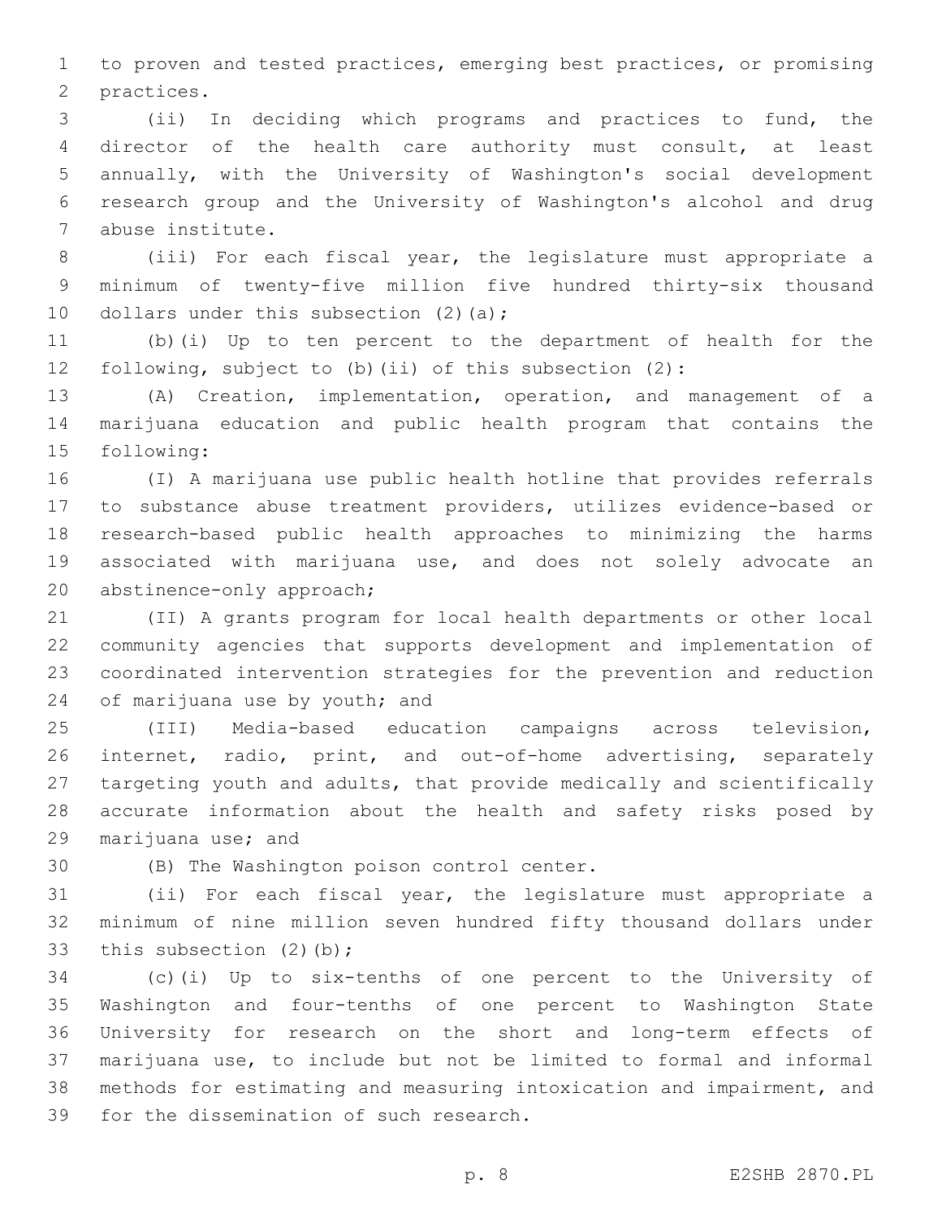to proven and tested practices, emerging best practices, or promising practices.

(ii) In deciding which programs and practices to fund, the director of the health care authority must consult, at least annually, with the University of Washington's social development research group and the University of Washington's alcohol and drug abuse institute.

(iii) For each fiscal year, the legislature must appropriate a minimum of twenty-five million five hundred thirty-six thousand dollars under this subsection (2)(a);

(b)(i) Up to ten percent to the department of health for the following, subject to (b)(ii) of this subsection (2):

(A) Creation, implementation, operation, and management of a marijuana education and public health program that contains the following:

(I) A marijuana use public health hotline that provides referrals to substance abuse treatment providers, utilizes evidence-based or research-based public health approaches to minimizing the harms associated with marijuana use, and does not solely advocate an abstinence-only approach;

(II) A grants program for local health departments or other local community agencies that supports development and implementation of coordinated intervention strategies for the prevention and reduction of marijuana use by youth; and

(III) Media-based education campaigns across television, internet, radio, print, and out-of-home advertising, separately targeting youth and adults, that provide medically and scientifically accurate information about the health and safety risks posed by marijuana use; and

(B) The Washington poison control center.

(ii) For each fiscal year, the legislature must appropriate a minimum of nine million seven hundred fifty thousand dollars under this subsection (2)(b);

(c)(i) Up to six-tenths of one percent to the University of Washington and four-tenths of one percent to Washington State University for research on the short and long-term effects of marijuana use, to include but not be limited to formal and informal methods for estimating and measuring intoxication and impairment, and for the dissemination of such research.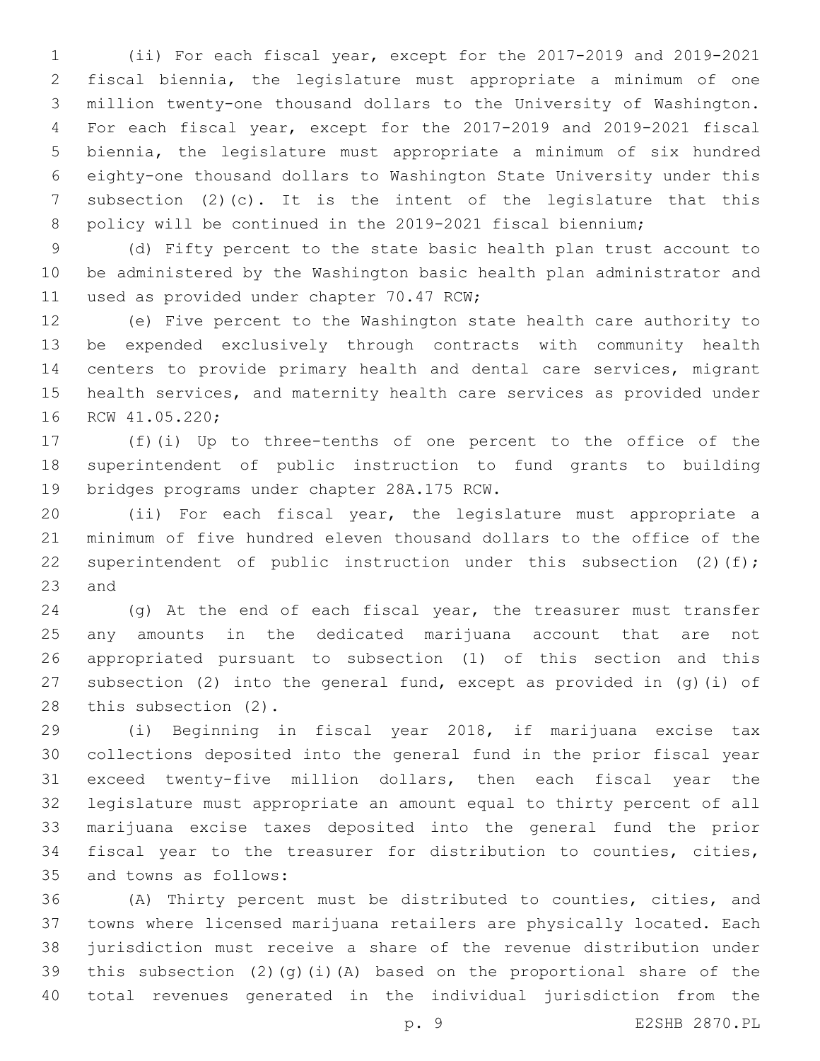(ii) For each fiscal year, except for the 2017-2019 and 2019-2021 fiscal biennia, the legislature must appropriate a minimum of one million twenty-one thousand dollars to the University of Washington. For each fiscal year, except for the 2017-2019 and 2019-2021 fiscal biennia, the legislature must appropriate a minimum of six hundred eighty-one thousand dollars to Washington State University under this subsection (2)(c). It is the intent of the legislature that this policy will be continued in the 2019-2021 fiscal biennium;

(d) Fifty percent to the state basic health plan trust account to be administered by the Washington basic health plan administrator and used as provided under chapter 70.47 RCW;

(e) Five percent to the Washington state health care authority to be expended exclusively through contracts with community health centers to provide primary health and dental care services, migrant health services, and maternity health care services as provided under RCW 41.05.220;

(f)(i) Up to three-tenths of one percent to the office of the superintendent of public instruction to fund grants to building bridges programs under chapter 28A.175 RCW.

(ii) For each fiscal year, the legislature must appropriate a minimum of five hundred eleven thousand dollars to the office of the superintendent of public instruction under this subsection (2)(f); and

(g) At the end of each fiscal year, the treasurer must transfer any amounts in the dedicated marijuana account that are not appropriated pursuant to subsection (1) of this section and this subsection (2) into the general fund, except as provided in (g)(i) of this subsection (2).

(i) Beginning in fiscal year 2018, if marijuana excise tax collections deposited into the general fund in the prior fiscal year exceed twenty-five million dollars, then each fiscal year the legislature must appropriate an amount equal to thirty percent of all marijuana excise taxes deposited into the general fund the prior fiscal year to the treasurer for distribution to counties, cities, and towns as follows:

(A) Thirty percent must be distributed to counties, cities, and towns where licensed marijuana retailers are physically located. Each jurisdiction must receive a share of the revenue distribution under this subsection (2)(g)(i)(A) based on the proportional share of the total revenues generated in the individual jurisdiction from the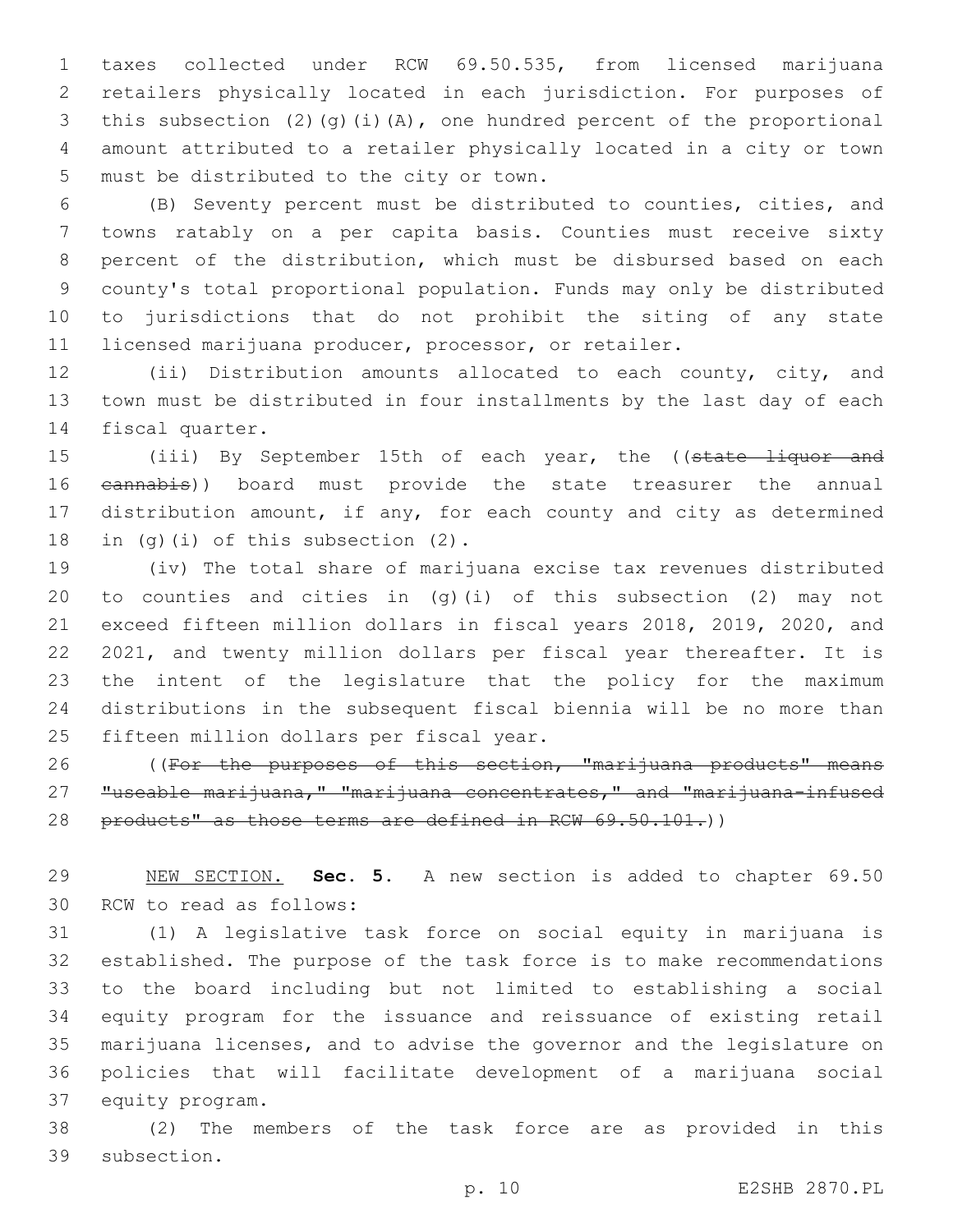taxes collected under RCW 69.50.535, from licensed marijuana retailers physically located in each jurisdiction. For purposes of this subsection (2)(g)(i)(A), one hundred percent of the proportional amount attributed to a retailer physically located in a city or town must be distributed to the city or town.

(B) Seventy percent must be distributed to counties, cities, and towns ratably on a per capita basis. Counties must receive sixty percent of the distribution, which must be disbursed based on each county's total proportional population. Funds may only be distributed to jurisdictions that do not prohibit the siting of any state licensed marijuana producer, processor, or retailer.

(ii) Distribution amounts allocated to each county, city, and town must be distributed in four installments by the last day of each fiscal quarter.

(iii) By September 15th of each year, the ((~~state liquor and cannabis~~)) board must provide the state treasurer the annual distribution amount, if any, for each county and city as determined in (g)(i) of this subsection (2).

(iv) The total share of marijuana excise tax revenues distributed to counties and cities in (g)(i) of this subsection (2) may not exceed fifteen million dollars in fiscal years 2018, 2019, 2020, and 2021, and twenty million dollars per fiscal year thereafter. It is the intent of the legislature that the policy for the maximum distributions in the subsequent fiscal biennia will be no more than fifteen million dollars per fiscal year.

((~~For the purposes of this section, "marijuana products" means "useable marijuana," "marijuana concentrates," and "marijuana-infused products" as those terms are defined in RCW 69.50.101.~~))

NEW SECTION. **Sec. 5.** A new section is added to chapter 69.50 RCW to read as follows:

(1) A legislative task force on social equity in marijuana is established. The purpose of the task force is to make recommendations to the board including but not limited to establishing a social equity program for the issuance and reissuance of existing retail marijuana licenses, and to advise the governor and the legislature on policies that will facilitate development of a marijuana social equity program.

(2) The members of the task force are as provided in this subsection.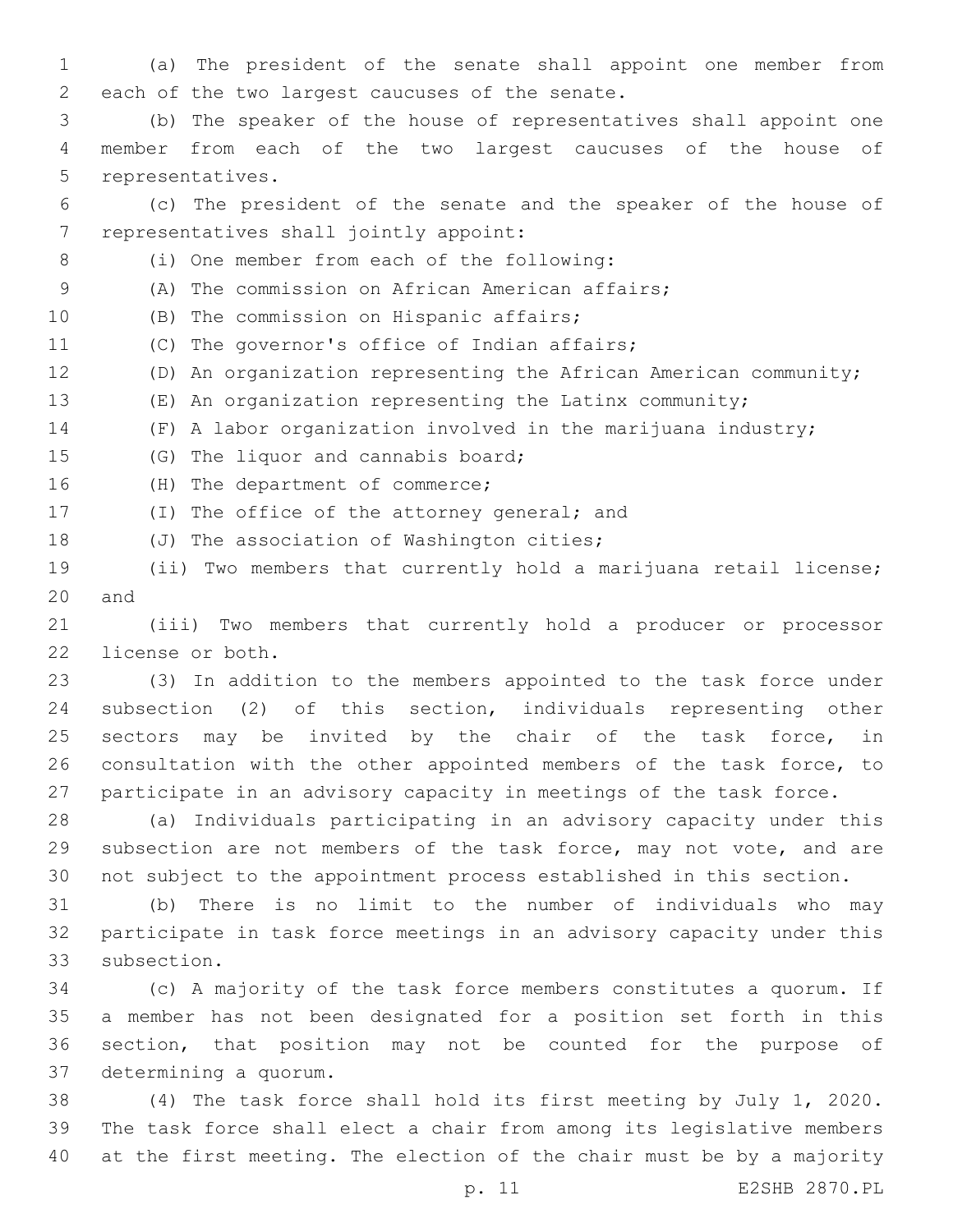(a) The president of the senate shall appoint one member from each of the two largest caucuses of the senate.

(b) The speaker of the house of representatives shall appoint one member from each of the two largest caucuses of the house of representatives.

(c) The president of the senate and the speaker of the house of representatives shall jointly appoint:

(i) One member from each of the following:

(A) The commission on African American affairs;

(B) The commission on Hispanic affairs;

(C) The governor's office of Indian affairs;

(D) An organization representing the African American community;

(E) An organization representing the Latinx community;

(F) A labor organization involved in the marijuana industry;

(G) The liquor and cannabis board;

(H) The department of commerce;

(I) The office of the attorney general; and

(J) The association of Washington cities;

(ii) Two members that currently hold a marijuana retail license; and

(iii) Two members that currently hold a producer or processor license or both.

(3) In addition to the members appointed to the task force under subsection (2) of this section, individuals representing other sectors may be invited by the chair of the task force, in consultation with the other appointed members of the task force, to participate in an advisory capacity in meetings of the task force.

(a) Individuals participating in an advisory capacity under this subsection are not members of the task force, may not vote, and are not subject to the appointment process established in this section.

(b) There is no limit to the number of individuals who may participate in task force meetings in an advisory capacity under this subsection.

(c) A majority of the task force members constitutes a quorum. If a member has not been designated for a position set forth in this section, that position may not be counted for the purpose of determining a quorum.

(4) The task force shall hold its first meeting by July 1, 2020. The task force shall elect a chair from among its legislative members at the first meeting. The election of the chair must be by a majority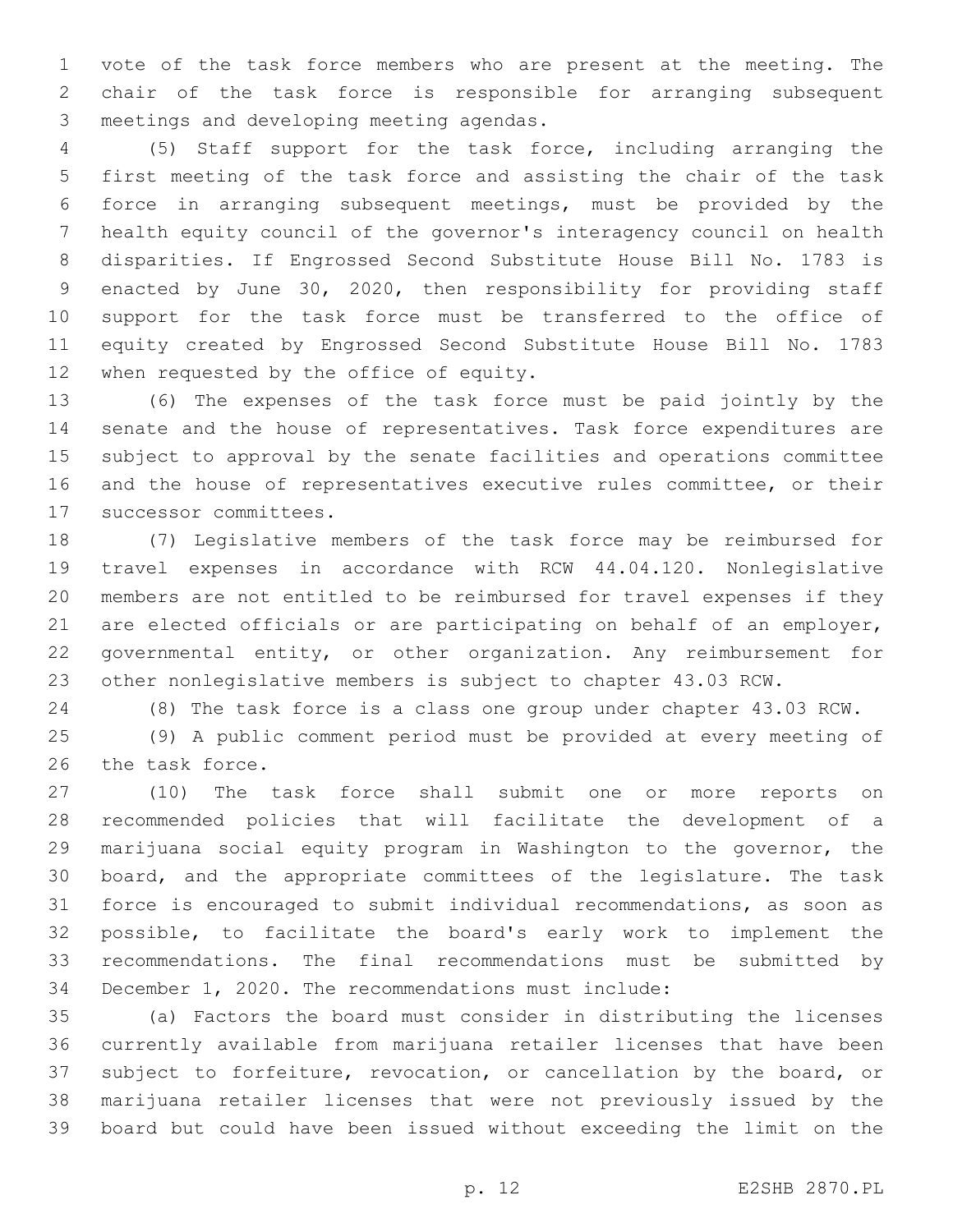vote of the task force members who are present at the meeting. The chair of the task force is responsible for arranging subsequent meetings and developing meeting agendas.

(5) Staff support for the task force, including arranging the first meeting of the task force and assisting the chair of the task force in arranging subsequent meetings, must be provided by the health equity council of the governor's interagency council on health disparities. If Engrossed Second Substitute House Bill No. 1783 is enacted by June 30, 2020, then responsibility for providing staff support for the task force must be transferred to the office of equity created by Engrossed Second Substitute House Bill No. 1783 when requested by the office of equity.

(6) The expenses of the task force must be paid jointly by the senate and the house of representatives. Task force expenditures are subject to approval by the senate facilities and operations committee and the house of representatives executive rules committee, or their successor committees.

(7) Legislative members of the task force may be reimbursed for travel expenses in accordance with RCW 44.04.120. Nonlegislative members are not entitled to be reimbursed for travel expenses if they are elected officials or are participating on behalf of an employer, governmental entity, or other organization. Any reimbursement for other nonlegislative members is subject to chapter 43.03 RCW.

(8) The task force is a class one group under chapter 43.03 RCW.

(9) A public comment period must be provided at every meeting of the task force.

(10) The task force shall submit one or more reports on recommended policies that will facilitate the development of a marijuana social equity program in Washington to the governor, the board, and the appropriate committees of the legislature. The task force is encouraged to submit individual recommendations, as soon as possible, to facilitate the board's early work to implement the recommendations. The final recommendations must be submitted by December 1, 2020. The recommendations must include:

(a) Factors the board must consider in distributing the licenses currently available from marijuana retailer licenses that have been subject to forfeiture, revocation, or cancellation by the board, or marijuana retailer licenses that were not previously issued by the board but could have been issued without exceeding the limit on the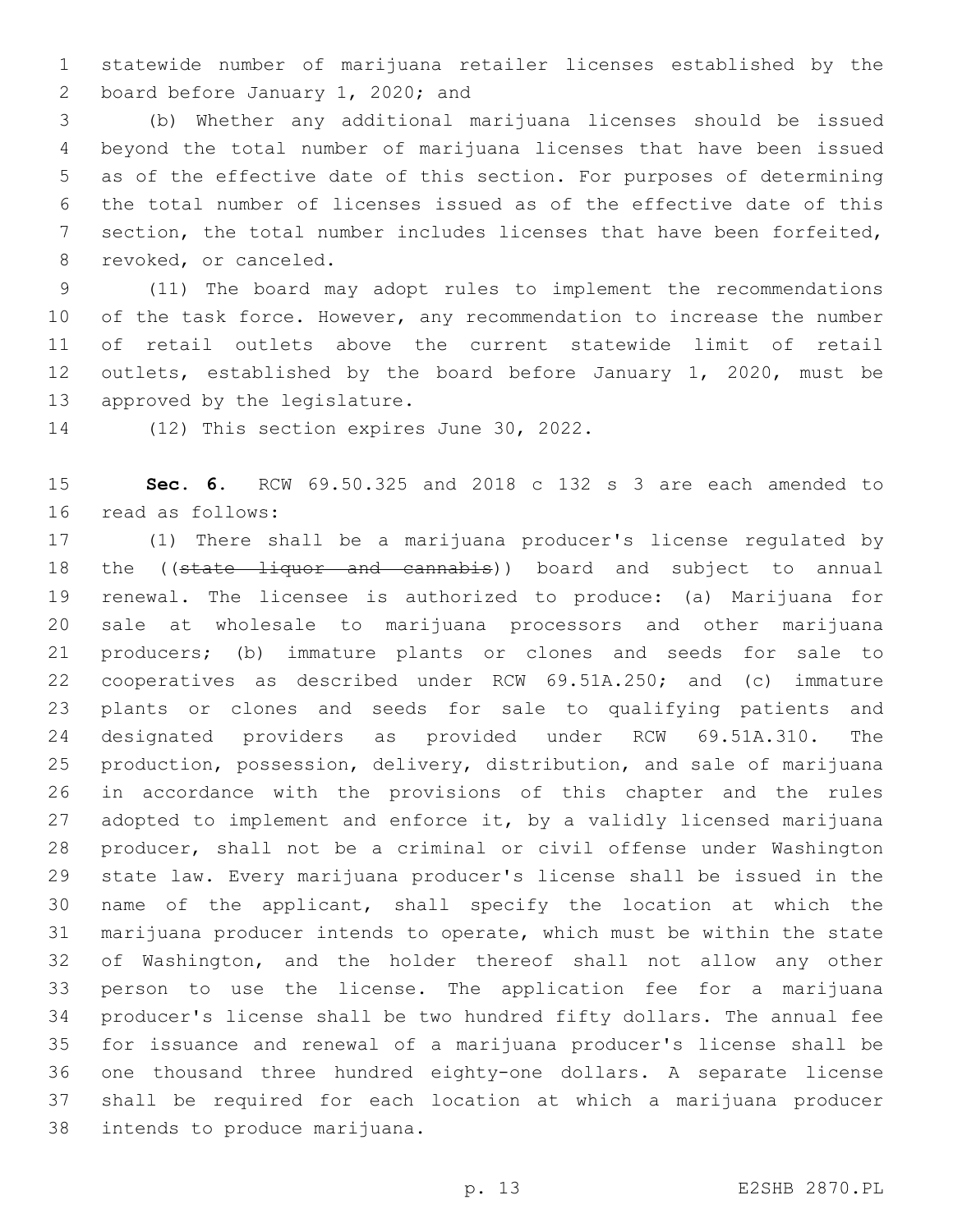statewide number of marijuana retailer licenses established by the board before January 1, 2020; and

(b) Whether any additional marijuana licenses should be issued beyond the total number of marijuana licenses that have been issued as of the effective date of this section. For purposes of determining the total number of licenses issued as of the effective date of this section, the total number includes licenses that have been forfeited, revoked, or canceled.

(11) The board may adopt rules to implement the recommendations of the task force. However, any recommendation to increase the number of retail outlets above the current statewide limit of retail outlets, established by the board before January 1, 2020, must be approved by the legislature.

(12) This section expires June 30, 2022.

**Sec. 6.** RCW 69.50.325 and 2018 c 132 s 3 are each amended to read as follows:

(1) There shall be a marijuana producer's license regulated by the ((~~state liquor and cannabis~~)) board and subject to annual renewal. The licensee is authorized to produce: (a) Marijuana for sale at wholesale to marijuana processors and other marijuana producers; (b) immature plants or clones and seeds for sale to cooperatives as described under RCW 69.51A.250; and (c) immature plants or clones and seeds for sale to qualifying patients and designated providers as provided under RCW 69.51A.310. The production, possession, delivery, distribution, and sale of marijuana in accordance with the provisions of this chapter and the rules adopted to implement and enforce it, by a validly licensed marijuana producer, shall not be a criminal or civil offense under Washington state law. Every marijuana producer's license shall be issued in the name of the applicant, shall specify the location at which the marijuana producer intends to operate, which must be within the state of Washington, and the holder thereof shall not allow any other person to use the license. The application fee for a marijuana producer's license shall be two hundred fifty dollars. The annual fee for issuance and renewal of a marijuana producer's license shall be one thousand three hundred eighty-one dollars. A separate license shall be required for each location at which a marijuana producer intends to produce marijuana.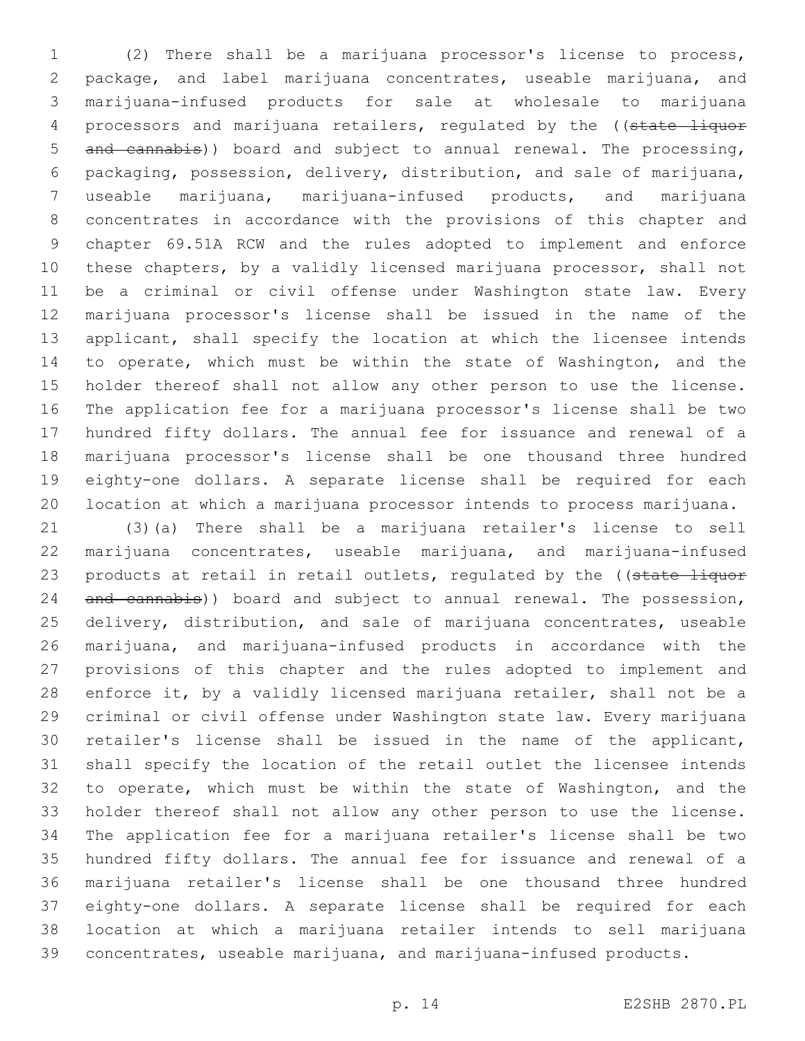(2) There shall be a marijuana processor's license to process, package, and label marijuana concentrates, useable marijuana, and marijuana-infused products for sale at wholesale to marijuana processors and marijuana retailers, regulated by the ((~~state liquor and cannabis~~)) board and subject to annual renewal. The processing, packaging, possession, delivery, distribution, and sale of marijuana, useable marijuana, marijuana-infused products, and marijuana concentrates in accordance with the provisions of this chapter and chapter 69.51A RCW and the rules adopted to implement and enforce these chapters, by a validly licensed marijuana processor, shall not be a criminal or civil offense under Washington state law. Every marijuana processor's license shall be issued in the name of the applicant, shall specify the location at which the licensee intends to operate, which must be within the state of Washington, and the holder thereof shall not allow any other person to use the license. The application fee for a marijuana processor's license shall be two hundred fifty dollars. The annual fee for issuance and renewal of a marijuana processor's license shall be one thousand three hundred eighty-one dollars. A separate license shall be required for each location at which a marijuana processor intends to process marijuana.

(3)(a) There shall be a marijuana retailer's license to sell marijuana concentrates, useable marijuana, and marijuana-infused products at retail in retail outlets, regulated by the ((~~state liquor and cannabis~~)) board and subject to annual renewal. The possession, delivery, distribution, and sale of marijuana concentrates, useable marijuana, and marijuana-infused products in accordance with the provisions of this chapter and the rules adopted to implement and enforce it, by a validly licensed marijuana retailer, shall not be a criminal or civil offense under Washington state law. Every marijuana retailer's license shall be issued in the name of the applicant, shall specify the location of the retail outlet the licensee intends to operate, which must be within the state of Washington, and the holder thereof shall not allow any other person to use the license. The application fee for a marijuana retailer's license shall be two hundred fifty dollars. The annual fee for issuance and renewal of a marijuana retailer's license shall be one thousand three hundred eighty-one dollars. A separate license shall be required for each location at which a marijuana retailer intends to sell marijuana concentrates, useable marijuana, and marijuana-infused products.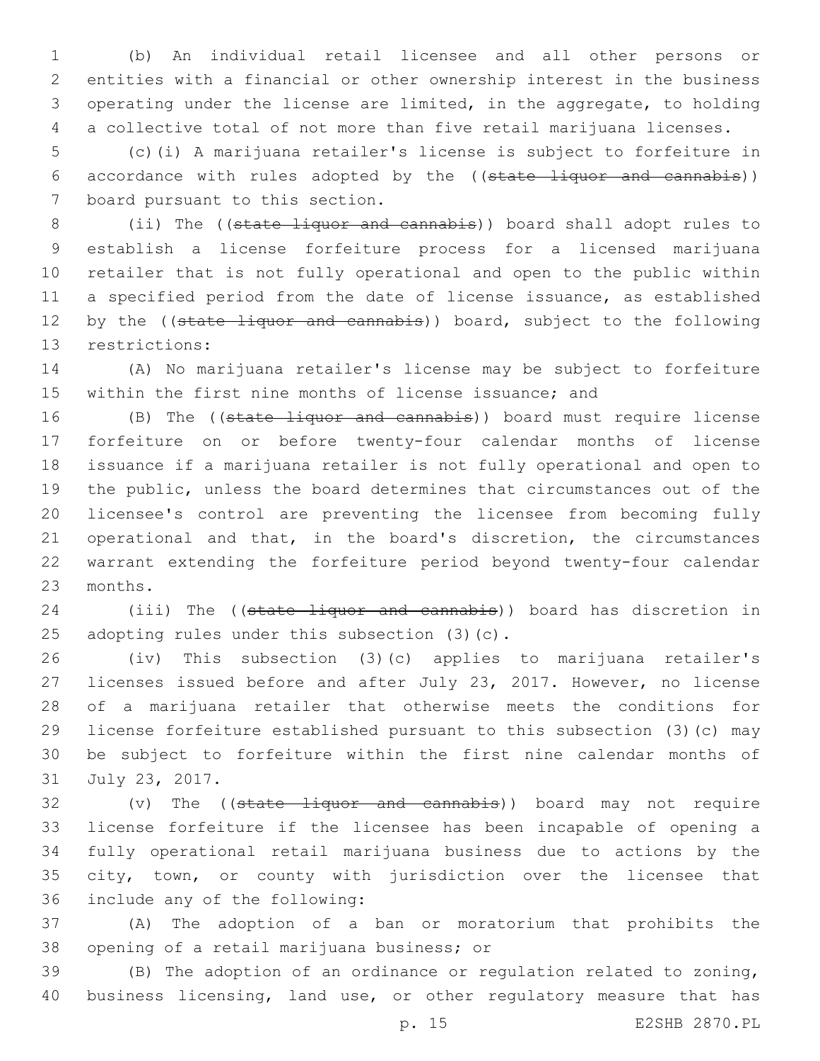(b) An individual retail licensee and all other persons or entities with a financial or other ownership interest in the business operating under the license are limited, in the aggregate, to holding a collective total of not more than five retail marijuana licenses.

(c)(i) A marijuana retailer's license is subject to forfeiture in accordance with rules adopted by the ((~~state liquor and cannabis~~)) board pursuant to this section.

(ii) The ((~~state liquor and cannabis~~)) board shall adopt rules to establish a license forfeiture process for a licensed marijuana retailer that is not fully operational and open to the public within a specified period from the date of license issuance, as established by the ((~~state liquor and cannabis~~)) board, subject to the following restrictions:

(A) No marijuana retailer's license may be subject to forfeiture within the first nine months of license issuance; and

(B) The ((~~state liquor and cannabis~~)) board must require license forfeiture on or before twenty-four calendar months of license issuance if a marijuana retailer is not fully operational and open to the public, unless the board determines that circumstances out of the licensee's control are preventing the licensee from becoming fully operational and that, in the board's discretion, the circumstances warrant extending the forfeiture period beyond twenty-four calendar months.

(iii) The ((~~state liquor and cannabis~~)) board has discretion in adopting rules under this subsection (3)(c).

(iv) This subsection (3)(c) applies to marijuana retailer's licenses issued before and after July 23, 2017. However, no license of a marijuana retailer that otherwise meets the conditions for license forfeiture established pursuant to this subsection (3)(c) may be subject to forfeiture within the first nine calendar months of July 23, 2017.

(v) The ((~~state liquor and cannabis~~)) board may not require license forfeiture if the licensee has been incapable of opening a fully operational retail marijuana business due to actions by the city, town, or county with jurisdiction over the licensee that include any of the following:

(A) The adoption of a ban or moratorium that prohibits the opening of a retail marijuana business; or

(B) The adoption of an ordinance or regulation related to zoning, business licensing, land use, or other regulatory measure that has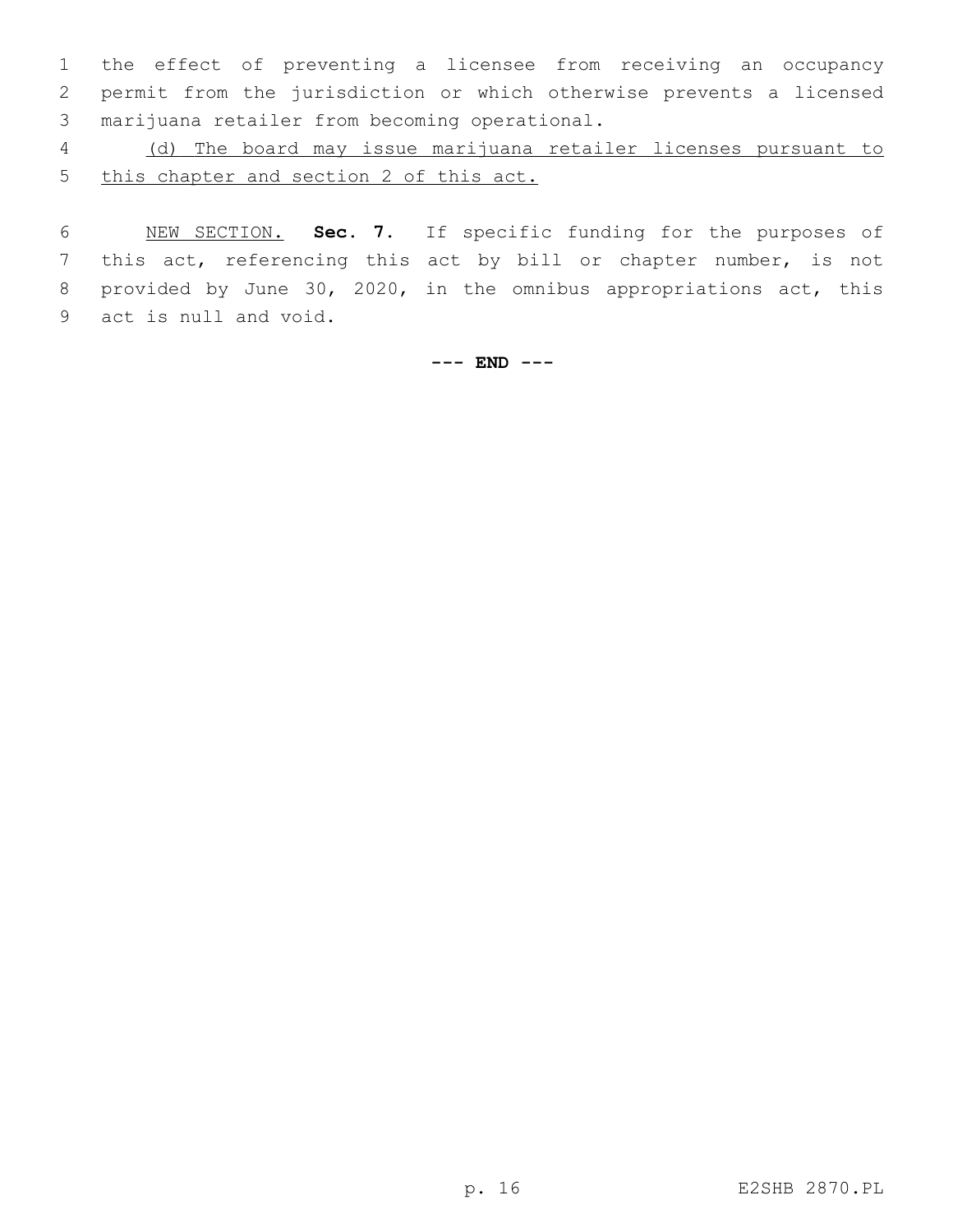the effect of preventing a licensee from receiving an occupancy permit from the jurisdiction or which otherwise prevents a licensed marijuana retailer from becoming operational.

<u>(d) The board may issue marijuana retailer licenses pursuant to this chapter and section 2 of this act.</u>

<u>NEW SECTION.</u> **Sec. 7.** If specific funding for the purposes of this act, referencing this act by bill or chapter number, is not provided by June 30, 2020, in the omnibus appropriations act, this act is null and void.

**--- END ---**